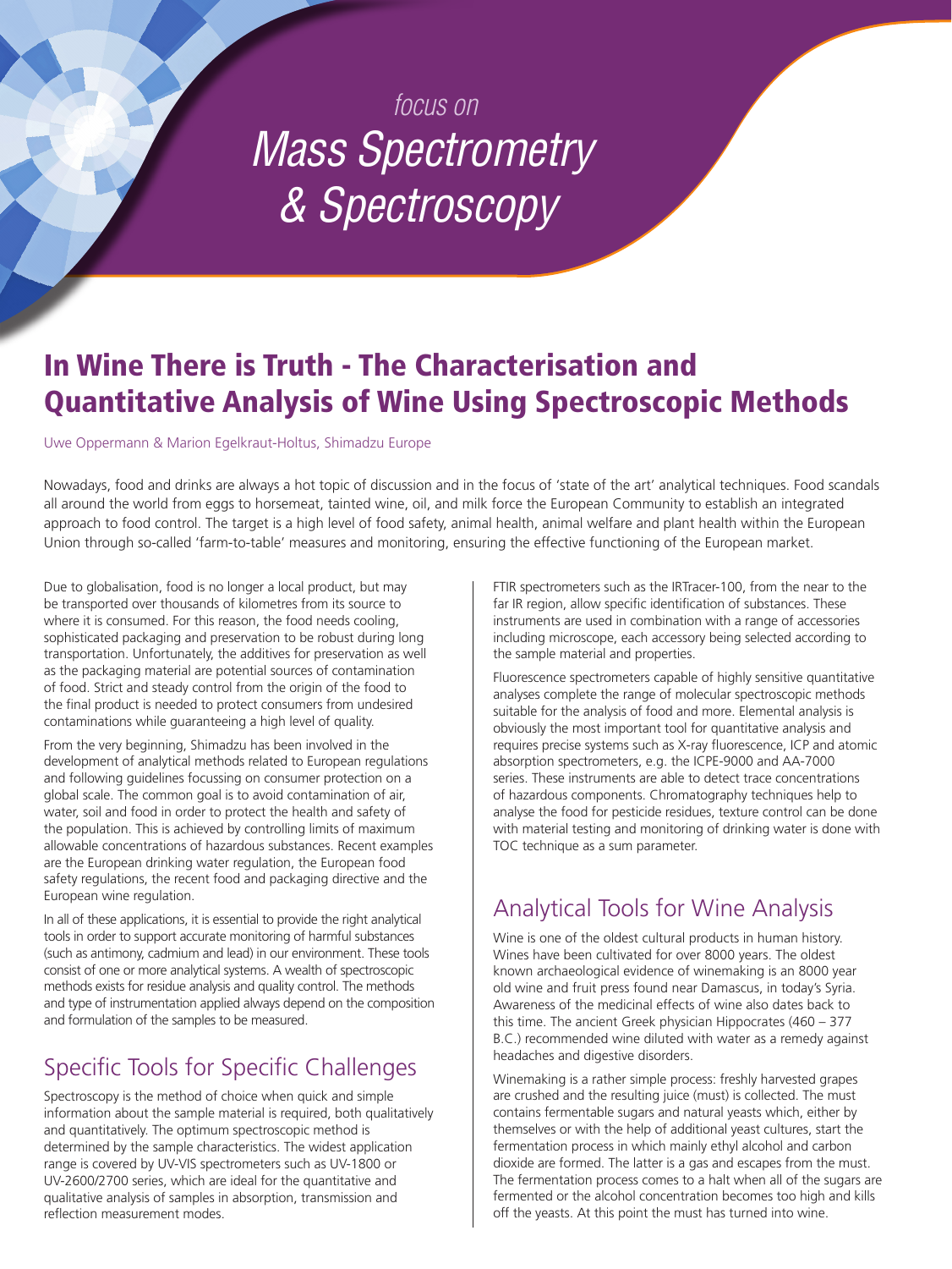*focus on*
*Mass Spectrometry & Spectroscopy*

# In Wine There is Truth - The Characterisation and Quantitative Analysis of Wine Using Spectroscopic Methods

Uwe Oppermann & Marion Egelkraut-Holtus, Shimadzu Europe

Nowadays, food and drinks are always a hot topic of discussion and in the focus of 'state of the art' analytical techniques. Food scandals all around the world from eggs to horsemeat, tainted wine, oil, and milk force the European Community to establish an integrated approach to food control. The target is a high level of food safety, animal health, animal welfare and plant health within the European Union through so-called 'farm-to-table' measures and monitoring, ensuring the effective functioning of the European market.

Due to globalisation, food is no longer a local product, but may be transported over thousands of kilometres from its source to where it is consumed. For this reason, the food needs cooling, sophisticated packaging and preservation to be robust during long transportation. Unfortunately, the additives for preservation as well as the packaging material are potential sources of contamination of food. Strict and steady control from the origin of the food to the final product is needed to protect consumers from undesired contaminations while guaranteeing a high level of quality.

From the very beginning, Shimadzu has been involved in the development of analytical methods related to European regulations and following guidelines focussing on consumer protection on a global scale. The common goal is to avoid contamination of air, water, soil and food in order to protect the health and safety of the population. This is achieved by controlling limits of maximum allowable concentrations of hazardous substances. Recent examples are the European drinking water regulation, the European food safety regulations, the recent food and packaging directive and the European wine regulation.

In all of these applications, it is essential to provide the right analytical tools in order to support accurate monitoring of harmful substances (such as antimony, cadmium and lead) in our environment. These tools consist of one or more analytical systems. A wealth of spectroscopic methods exists for residue analysis and quality control. The methods and type of instrumentation applied always depend on the composition and formulation of the samples to be measured.

## Specific Tools for Specific Challenges

Spectroscopy is the method of choice when quick and simple information about the sample material is required, both qualitatively and quantitatively. The optimum spectroscopic method is determined by the sample characteristics. The widest application range is covered by UV-VIS spectrometers such as UV-1800 or UV-2600/2700 series, which are ideal for the quantitative and qualitative analysis of samples in absorption, transmission and reflection measurement modes.

FTIR spectrometers such as the IRTracer-100, from the near to the far IR region, allow specific identification of substances. These instruments are used in combination with a range of accessories including microscope, each accessory being selected according to the sample material and properties.

Fluorescence spectrometers capable of highly sensitive quantitative analyses complete the range of molecular spectroscopic methods suitable for the analysis of food and more. Elemental analysis is obviously the most important tool for quantitative analysis and requires precise systems such as X-ray fluorescence, ICP and atomic absorption spectrometers, e.g. the ICPE-9000 and AA-7000 series. These instruments are able to detect trace concentrations of hazardous components. Chromatography techniques help to analyse the food for pesticide residues, texture control can be done with material testing and monitoring of drinking water is done with TOC technique as a sum parameter.

## Analytical Tools for Wine Analysis

Wine is one of the oldest cultural products in human history. Wines have been cultivated for over 8000 years. The oldest known archaeological evidence of winemaking is an 8000 year old wine and fruit press found near Damascus, in today's Syria. Awareness of the medicinal effects of wine also dates back to this time. The ancient Greek physician Hippocrates (460 – 377 B.C.) recommended wine diluted with water as a remedy against headaches and digestive disorders.

Winemaking is a rather simple process: freshly harvested grapes are crushed and the resulting juice (must) is collected. The must contains fermentable sugars and natural yeasts which, either by themselves or with the help of additional yeast cultures, start the fermentation process in which mainly ethyl alcohol and carbon dioxide are formed. The latter is a gas and escapes from the must. The fermentation process comes to a halt when all of the sugars are fermented or the alcohol concentration becomes too high and kills off the yeasts. At this point the must has turned into wine.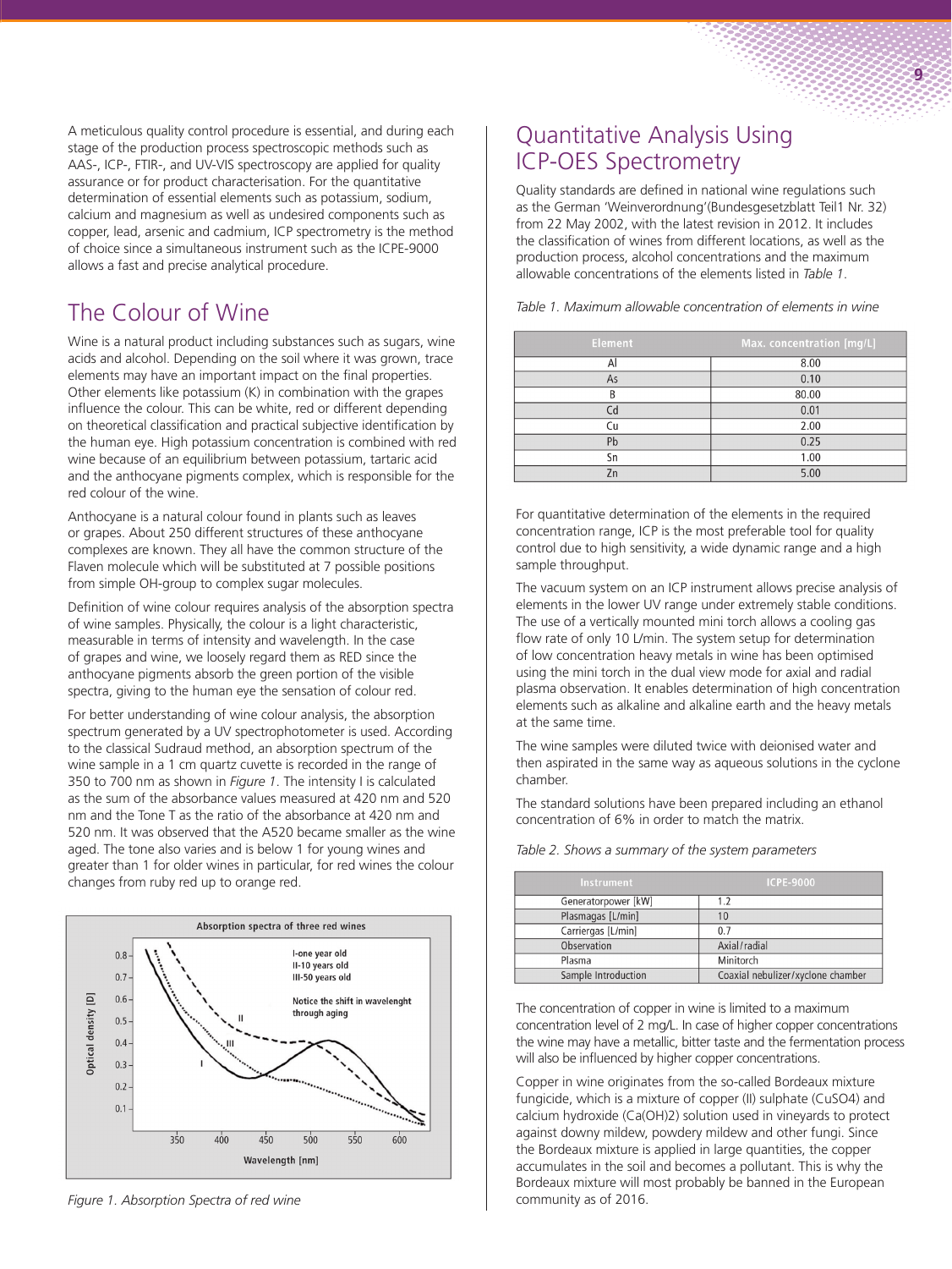A meticulous quality control procedure is essential, and during each stage of the production process spectroscopic methods such as AAS-, ICP-, FTIR-, and UV-VIS spectroscopy are applied for quality assurance or for product characterisation. For the quantitative determination of essential elements such as potassium, sodium, calcium and magnesium as well as undesired components such as copper, lead, arsenic and cadmium, ICP spectrometry is the method of choice since a simultaneous instrument such as the ICPE-9000 allows a fast and precise analytical procedure.

## The Colour of Wine

Wine is a natural product including substances such as sugars, wine acids and alcohol. Depending on the soil where it was grown, trace elements may have an important impact on the final properties. Other elements like potassium (K) in combination with the grapes influence the colour. This can be white, red or different depending on theoretical classification and practical subjective identification by the human eye. High potassium concentration is combined with red wine because of an equilibrium between potassium, tartaric acid and the anthocyane pigments complex, which is responsible for the red colour of the wine.

Anthocyane is a natural colour found in plants such as leaves or grapes. About 250 different structures of these anthocyane complexes are known. They all have the common structure of the Flaven molecule which will be substituted at 7 possible positions from simple OH-group to complex sugar molecules.

Definition of wine colour requires analysis of the absorption spectra of wine samples. Physically, the colour is a light characteristic, measurable in terms of intensity and wavelength. In the case of grapes and wine, we loosely regard them as RED since the anthocyane pigments absorb the green portion of the visible spectra, giving to the human eye the sensation of colour red.

For better understanding of wine colour analysis, the absorption spectrum generated by a UV spectrophotometer is used. According to the classical Sudraud method, an absorption spectrum of the wine sample in a 1 cm quartz cuvette is recorded in the range of 350 to 700 nm as shown in *Figure 1*. The intensity I is calculated as the sum of the absorbance values measured at 420 nm and 520 nm and the Tone T as the ratio of the absorbance at 420 nm and 520 nm. It was observed that the A520 became smaller as the wine aged. The tone also varies and is below 1 for young wines and greater than 1 for older wines in particular, for red wines the colour changes from ruby red up to orange red.

Absorption spectra of three red wines

I-one year old
II-10 years old
III-50 years old

Notice the shift in wavelenght through aging

*Figure 1. Absorption Spectra of red wine*

## Quantitative Analysis Using ICP-OES Spectrometry

Quality standards are defined in national wine regulations such as the German 'Weinverordnung'(Bundesgesetzblatt Teil1 Nr. 32) from 22 May 2002, with the latest revision in 2012. It includes the classification of wines from different locations, as well as the production process, alcohol concentrations and the maximum allowable concentrations of the elements listed in *Table 1*.

*Table 1. Maximum allowable concentration of elements in wine*

| Element | Max. concentration [mg/L] |
|---|---|
| Al | 8.00 |
| As | 0.10 |
| B | 80.00 |
| Cd | 0.01 |
| Cu | 2.00 |
| Pb | 0.25 |
| Sn | 1.00 |
| Zn | 5.00 |

For quantitative determination of the elements in the required concentration range, ICP is the most preferable tool for quality control due to high sensitivity, a wide dynamic range and a high sample throughput.

The vacuum system on an ICP instrument allows precise analysis of elements in the lower UV range under extremely stable conditions. The use of a vertically mounted mini torch allows a cooling gas flow rate of only 10 L/min. The system setup for determination of low concentration heavy metals in wine has been optimised using the mini torch in the dual view mode for axial and radial plasma observation. It enables determination of high concentration elements such as alkaline and alkaline earth and the heavy metals at the same time.

The wine samples were diluted twice with deionised water and then aspirated in the same way as aqueous solutions in the cyclone chamber.

The standard solutions have been prepared including an ethanol concentration of 6% in order to match the matrix.

*Table 2. Shows a summary of the system parameters*

| Instrument | ICPE-9000 |
|---|---|
| Generatorpower [kW] | 1.2 |
| Plasmagas [L/min] | 10 |
| Carriergas [L/min] | 0.7 |
| Observation | Axial/radial |
| Plasma | Minitorch |
| Sample Introduction | Coaxial nebulizer/xyclone chamber |

The concentration of copper in wine is limited to a maximum concentration level of 2 mg/L. In case of higher copper concentrations the wine may have a metallic, bitter taste and the fermentation process will also be influenced by higher copper concentrations.

Copper in wine originates from the so-called Bordeaux mixture fungicide, which is a mixture of copper (II) sulphate ($CuSO_4$) and calcium hydroxide ($Ca(OH)_2$) solution used in vineyards to protect against downy mildew, powdery mildew and other fungi. Since the Bordeaux mixture is applied in large quantities, the copper accumulates in the soil and becomes a pollutant. This is why the Bordeaux mixture will most probably be banned in the European community as of 2016.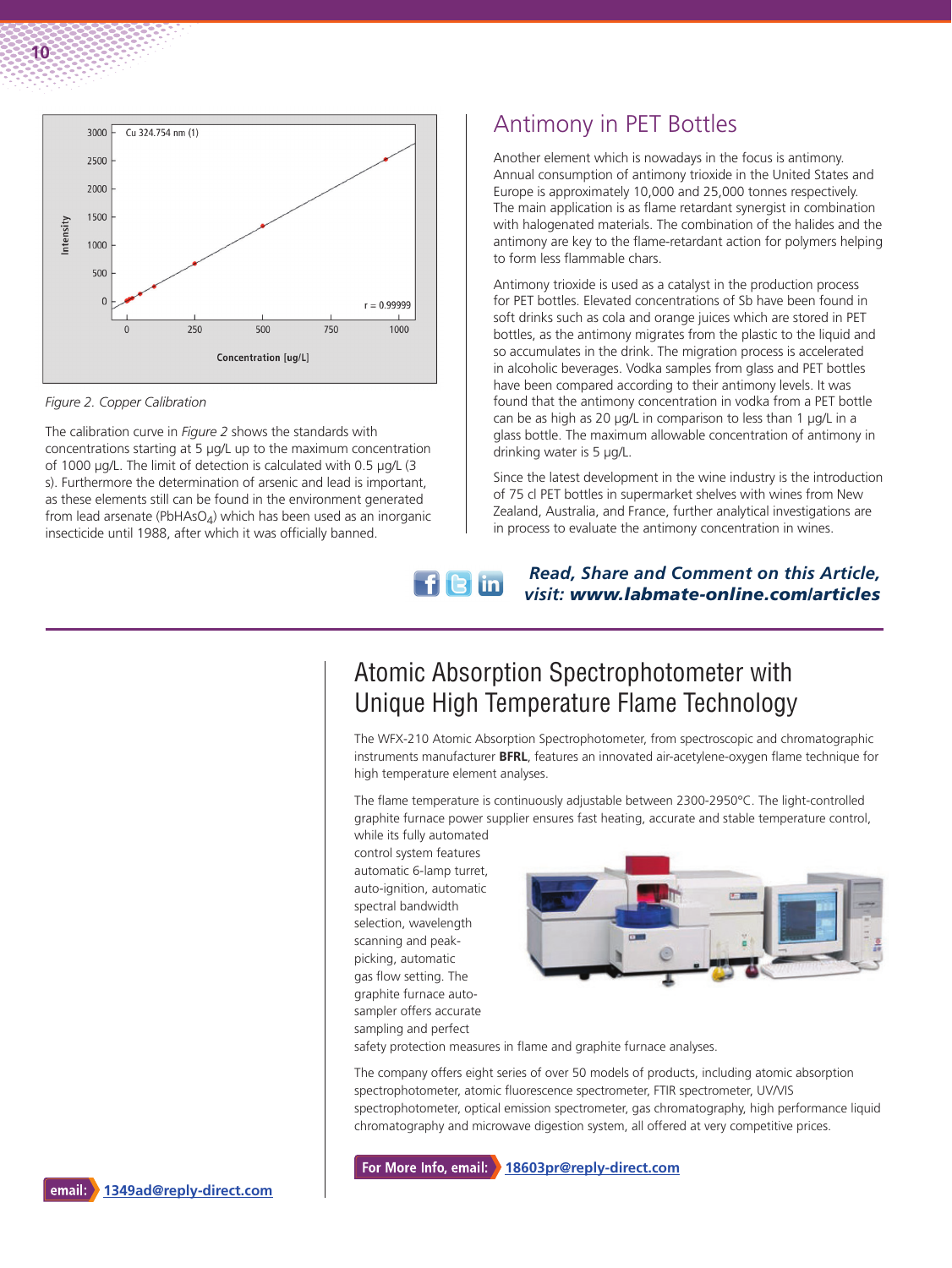Cu 324.754 nm (1)

Intensity

3000
2500
2000
1500
1000
500
0

0
250
500
750
1000

Concentration [ug/L]

r = 0.99999

*Figure 2. Copper Calibration*

The calibration curve in *Figure 2* shows the standards with concentrations starting at 5 µg/L up to the maximum concentration of 1000 µg/L. The limit of detection is calculated with 0.5 µg/L (3 s). Furthermore the determination of arsenic and lead is important, as these elements still can be found in the environment generated from lead arsenate ($PbHAsO_4$) which has been used as an inorganic insecticide until 1988, after which it was officially banned.

## Antimony in PET Bottles

Another element which is nowadays in the focus is antimony. Annual consumption of antimony trioxide in the United States and Europe is approximately 10,000 and 25,000 tonnes respectively. The main application is as flame retardant synergist in combination with halogenated materials. The combination of the halides and the antimony are key to the flame-retardant action for polymers helping to form less flammable chars.

Antimony trioxide is used as a catalyst in the production process for PET bottles. Elevated concentrations of Sb have been found in soft drinks such as cola and orange juices which are stored in PET bottles, as the antimony migrates from the plastic to the liquid and so accumulates in the drink. The migration process is accelerated in alcoholic beverages. Vodka samples from glass and PET bottles have been compared according to their antimony levels. It was found that the antimony concentration in vodka from a PET bottle can be as high as 20 µg/L in comparison to less than 1 µg/L in a glass bottle. The maximum allowable concentration of antimony in drinking water is 5 µg/L.

Since the latest development in the wine industry is the introduction of 75 cl PET bottles in supermarket shelves with wines from New Zealand, Australia, and France, further analytical investigations are in process to evaluate the antimony concentration in wines.

***Read, Share and Comment on this Article, visit: www.labmate-online.com/articles***

# Atomic Absorption Spectrophotometer with Unique High Temperature Flame Technology

The WFX-210 Atomic Absorption Spectrophotometer, from spectroscopic and chromatographic instruments manufacturer **BFRL**, features an innovated air-acetylene-oxygen flame technique for high temperature element analyses.

The flame temperature is continuously adjustable between 2300-2950°C. The light-controlled graphite furnace power supplier ensures fast heating, accurate and stable temperature control, while its fully automated control system features automatic 6-lamp turret, auto-ignition, automatic spectral bandwidth selection, wavelength scanning and peak-picking, automatic gas flow setting. The graphite furnace auto-sampler offers accurate sampling and perfect safety protection measures in flame and graphite furnace analyses.

The company offers eight series of over 50 models of products, including atomic absorption spectrophotometer, atomic fluorescence spectrometer, FTIR spectrometer, UV/VIS spectrophotometer, optical emission spectrometer, gas chromatography, high performance liquid chromatography and microwave digestion system, all offered at very competitive prices.

For More Info, email: 18603pr@reply-direct.com

email: 1349ad@reply-direct.com